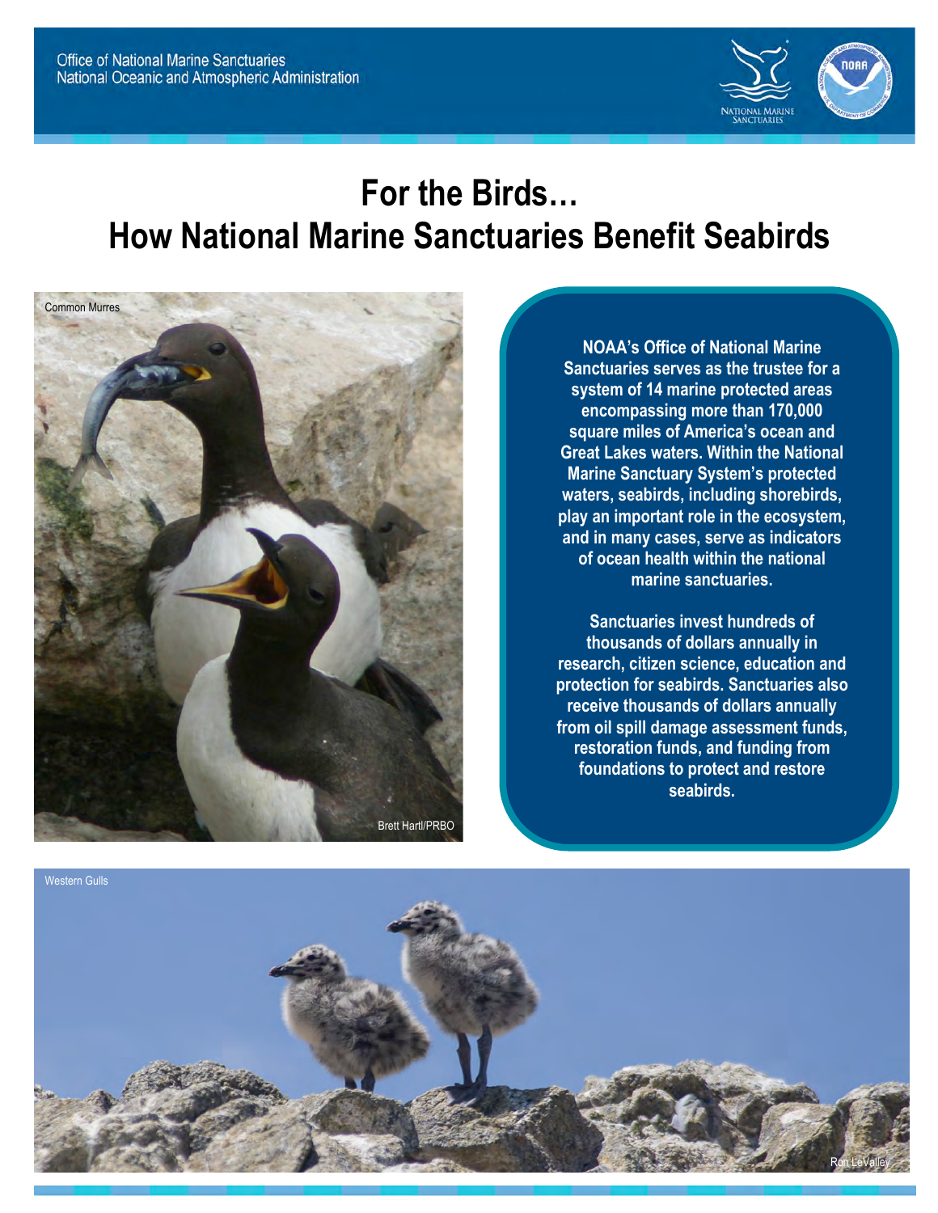Office of National Marine Sanctuaries
National Oceanic and Atmospheric Administration

# For the Birds…
# How National Marine Sanctuaries Benefit Seabirds

Common Murres

Brett Hartl/PRBO

**NOAA's Office of National Marine Sanctuaries serves as the trustee for a system of 14 marine protected areas encompassing more than 170,000 square miles of America's ocean and Great Lakes waters. Within the National Marine Sanctuary System's protected waters, seabirds, including shorebirds, play an important role in the ecosystem, and in many cases, serve as indicators of ocean health within the national marine sanctuaries.**

**Sanctuaries invest hundreds of thousands of dollars annually in research, citizen science, education and protection for seabirds. Sanctuaries also receive thousands of dollars annually from oil spill damage assessment funds, restoration funds, and funding from foundations to protect and restore seabirds.**

Western Gulls

Ron LeValley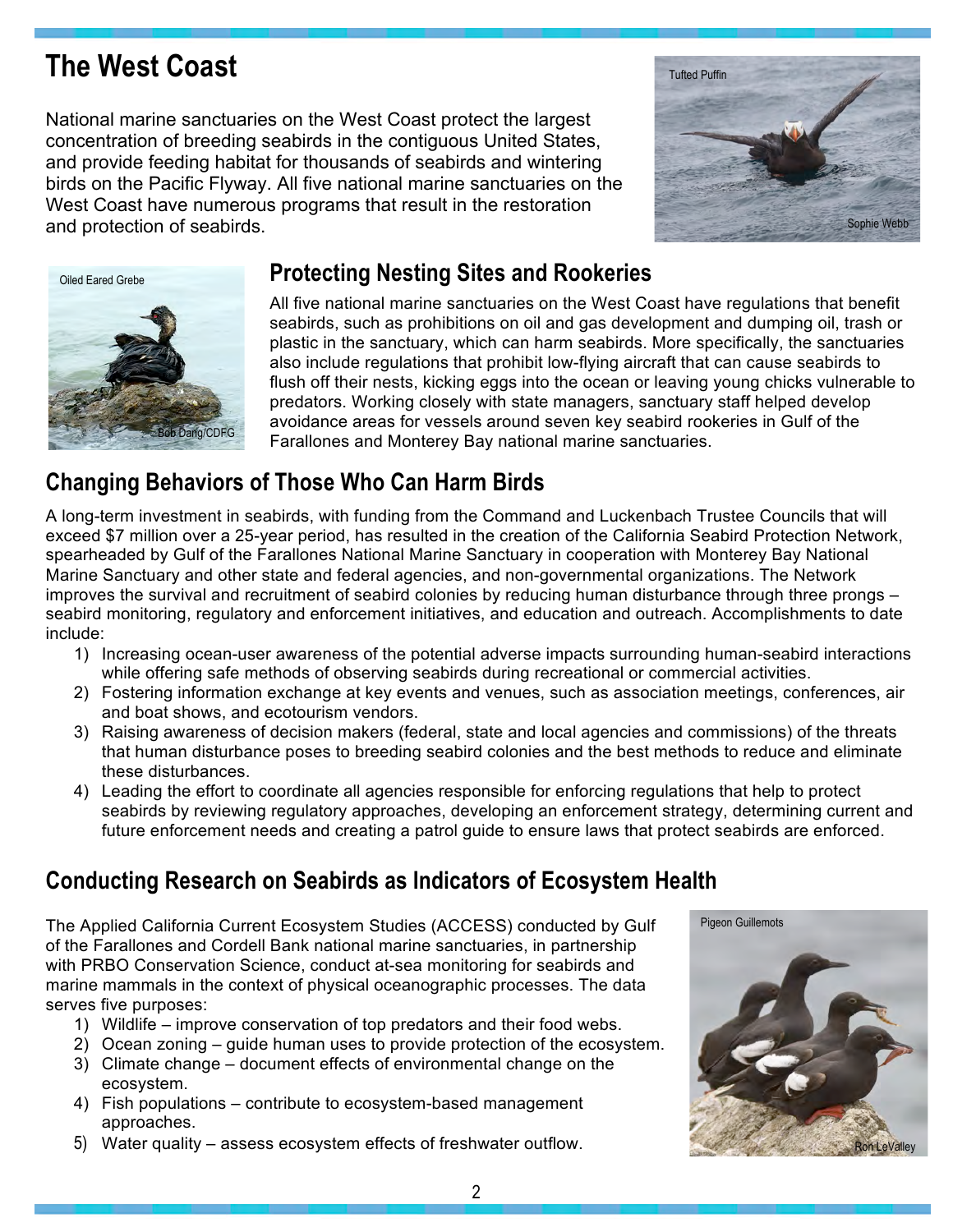# The West Coast

National marine sanctuaries on the West Coast protect the largest concentration of breeding seabirds in the contiguous United States, and provide feeding habitat for thousands of seabirds and wintering birds on the Pacific Flyway. All five national marine sanctuaries on the West Coast have numerous programs that result in the restoration and protection of seabirds.

Tufted Puffin

Sophie Webb

Oiled Eared Grebe

Bob Dang/CDFG

## Protecting Nesting Sites and Rookeries

All five national marine sanctuaries on the West Coast have regulations that benefit seabirds, such as prohibitions on oil and gas development and dumping oil, trash or plastic in the sanctuary, which can harm seabirds. More specifically, the sanctuaries also include regulations that prohibit low-flying aircraft that can cause seabirds to flush off their nests, kicking eggs into the ocean or leaving young chicks vulnerable to predators. Working closely with state managers, sanctuary staff helped develop avoidance areas for vessels around seven key seabird rookeries in Gulf of the Farallones and Monterey Bay national marine sanctuaries.

## Changing Behaviors of Those Who Can Harm Birds

A long-term investment in seabirds, with funding from the Command and Luckenbach Trustee Councils that will exceed $7 million over a 25-year period, has resulted in the creation of the California Seabird Protection Network, spearheaded by Gulf of the Farallones National Marine Sanctuary in cooperation with Monterey Bay National Marine Sanctuary and other state and federal agencies, and non-governmental organizations. The Network improves the survival and recruitment of seabird colonies by reducing human disturbance through three prongs – seabird monitoring, regulatory and enforcement initiatives, and education and outreach. Accomplishments to date include:

1) Increasing ocean-user awareness of the potential adverse impacts surrounding human-seabird interactions while offering safe methods of observing seabirds during recreational or commercial activities.
2) Fostering information exchange at key events and venues, such as association meetings, conferences, air and boat shows, and ecotourism vendors.
3) Raising awareness of decision makers (federal, state and local agencies and commissions) of the threats that human disturbance poses to breeding seabird colonies and the best methods to reduce and eliminate these disturbances.
4) Leading the effort to coordinate all agencies responsible for enforcing regulations that help to protect seabirds by reviewing regulatory approaches, developing an enforcement strategy, determining current and future enforcement needs and creating a patrol guide to ensure laws that protect seabirds are enforced.

## Conducting Research on Seabirds as Indicators of Ecosystem Health

The Applied California Current Ecosystem Studies (ACCESS) conducted by Gulf of the Farallones and Cordell Bank national marine sanctuaries, in partnership with PRBO Conservation Science, conduct at-sea monitoring for seabirds and marine mammals in the context of physical oceanographic processes. The data serves five purposes:

1) Wildlife – improve conservation of top predators and their food webs.
2) Ocean zoning – guide human uses to provide protection of the ecosystem.
3) Climate change – document effects of environmental change on the ecosystem.
4) Fish populations – contribute to ecosystem-based management approaches.
5) Water quality – assess ecosystem effects of freshwater outflow.

Pigeon Guillemots

Ron LeValley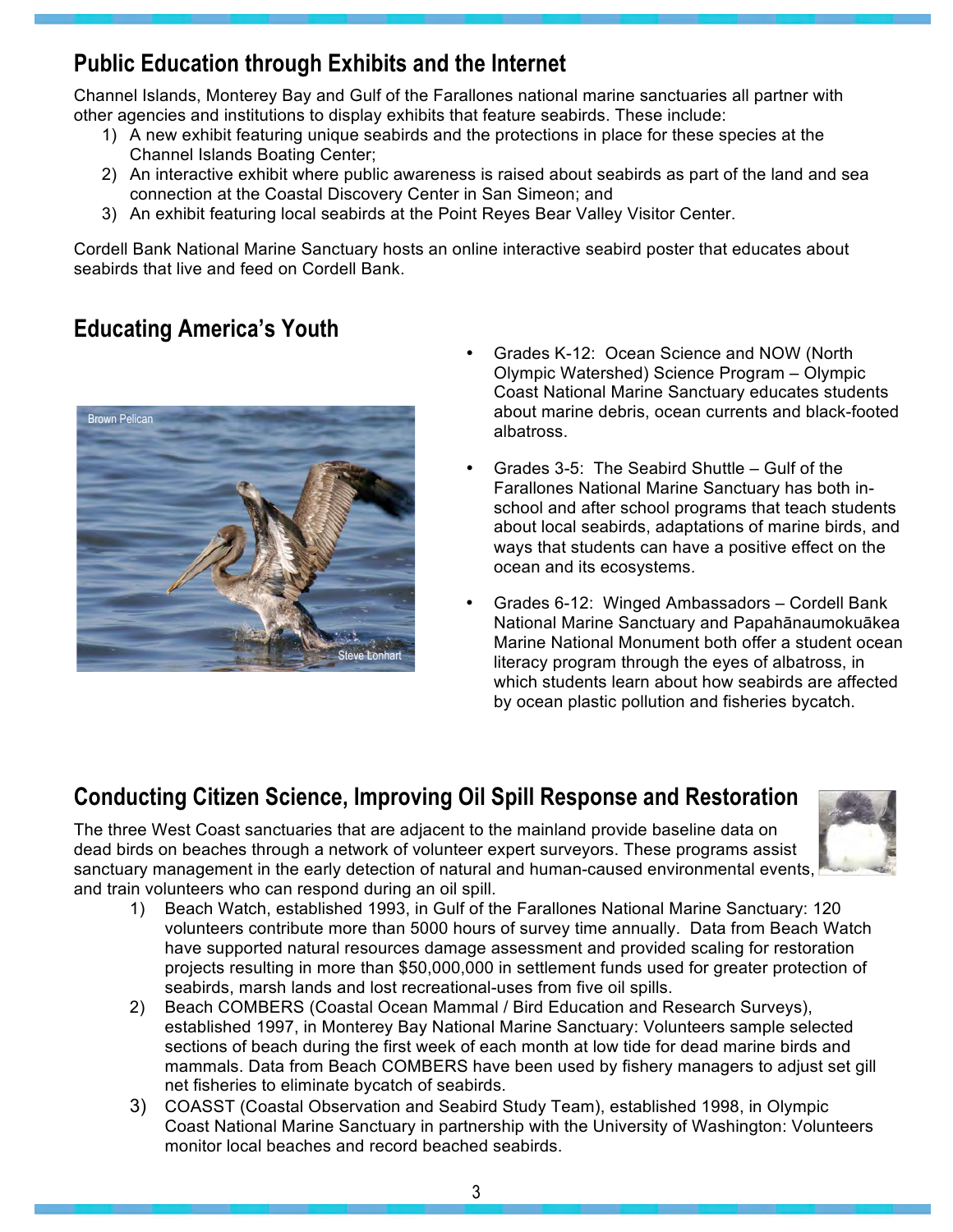## Public Education through Exhibits and the Internet

Channel Islands, Monterey Bay and Gulf of the Farallones national marine sanctuaries all partner with other agencies and institutions to display exhibits that feature seabirds. These include:

1) A new exhibit featuring unique seabirds and the protections in place for these species at the Channel Islands Boating Center;
2) An interactive exhibit where public awareness is raised about seabirds as part of the land and sea connection at the Coastal Discovery Center in San Simeon; and
3) An exhibit featuring local seabirds at the Point Reyes Bear Valley Visitor Center.

Cordell Bank National Marine Sanctuary hosts an online interactive seabird poster that educates about seabirds that live and feed on Cordell Bank.

## Educating America's Youth

- Grades K-12: Ocean Science and NOW (North Olympic Watershed) Science Program – Olympic Coast National Marine Sanctuary educates students about marine debris, ocean currents and black-footed albatross.
- Grades 3-5: The Seabird Shuttle – Gulf of the Farallones National Marine Sanctuary has both in-school and after school programs that teach students about local seabirds, adaptations of marine birds, and ways that students can have a positive effect on the ocean and its ecosystems.
- Grades 6-12: Winged Ambassadors – Cordell Bank National Marine Sanctuary and Papahānaumokuākea Marine National Monument both offer a student ocean literacy program through the eyes of albatross, in which students learn about how seabirds are affected by ocean plastic pollution and fisheries bycatch.

## Conducting Citizen Science, Improving Oil Spill Response and Restoration

The three West Coast sanctuaries that are adjacent to the mainland provide baseline data on dead birds on beaches through a network of volunteer expert surveyors. These programs assist sanctuary management in the early detection of natural and human-caused environmental events, and train volunteers who can respond during an oil spill.

1) Beach Watch, established 1993, in Gulf of the Farallones National Marine Sanctuary: 120 volunteers contribute more than 5000 hours of survey time annually. Data from Beach Watch have supported natural resources damage assessment and provided scaling for restoration projects resulting in more than $50,000,000 in settlement funds used for greater protection of seabirds, marsh lands and lost recreational-uses from five oil spills.
2) Beach COMBERS (Coastal Ocean Mammal / Bird Education and Research Surveys), established 1997, in Monterey Bay National Marine Sanctuary: Volunteers sample selected sections of beach during the first week of each month at low tide for dead marine birds and mammals. Data from Beach COMBERS have been used by fishery managers to adjust set gill net fisheries to eliminate bycatch of seabirds.
3) COASST (Coastal Observation and Seabird Study Team), established 1998, in Olympic Coast National Marine Sanctuary in partnership with the University of Washington: Volunteers monitor local beaches and record beached seabirds.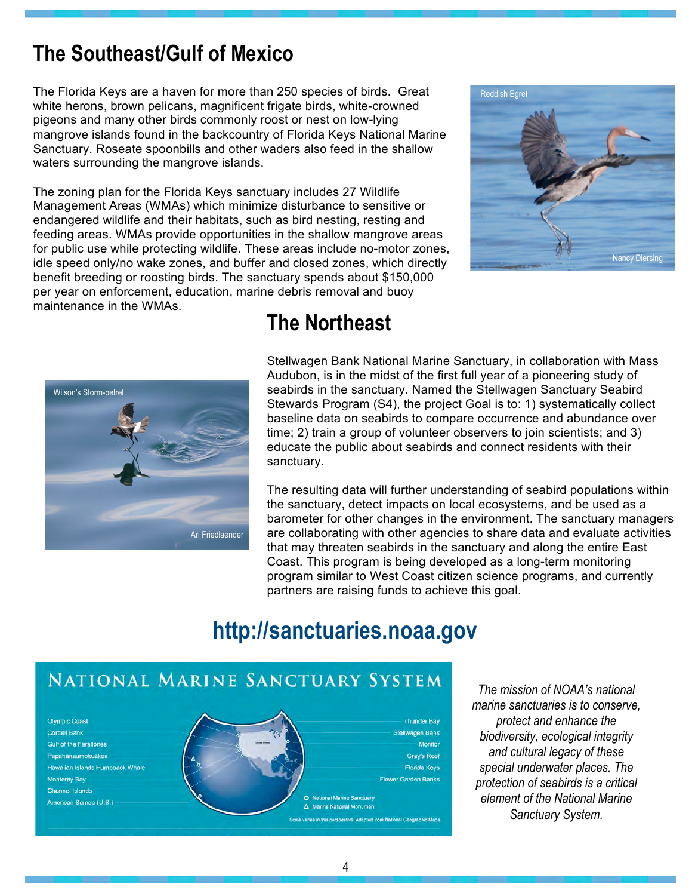## The Southeast/Gulf of Mexico

The Florida Keys are a haven for more than 250 species of birds. Great white herons, brown pelicans, magnificent frigate birds, white-crowned pigeons and many other birds commonly roost or nest on low-lying mangrove islands found in the backcountry of Florida Keys National Marine Sanctuary. Roseate spoonbills and other waders also feed in the shallow waters surrounding the mangrove islands.

The zoning plan for the Florida Keys sanctuary includes 27 Wildlife Management Areas (WMAs) which minimize disturbance to sensitive or endangered wildlife and their habitats, such as bird nesting, resting and feeding areas. WMAs provide opportunities in the shallow mangrove areas for public use while protecting wildlife. These areas include no-motor zones, idle speed only/no wake zones, and buffer and closed zones, which directly benefit breeding or roosting birds. The sanctuary spends about $150,000 per year on enforcement, education, marine debris removal and buoy maintenance in the WMAs.

Reddish Egret

Nancy Diersing

## The Northeast

Wilson's Storm-petrel

Ari Friedlaender

Stellwagen Bank National Marine Sanctuary, in collaboration with Mass Audubon, is in the midst of the first full year of a pioneering study of seabirds in the sanctuary. Named the Stellwagen Sanctuary Seabird Stewards Program (S4), the project Goal is to: 1) systematically collect baseline data on seabirds to compare occurrence and abundance over time; 2) train a group of volunteer observers to join scientists; and 3) educate the public about seabirds and connect residents with their sanctuary.

The resulting data will further understanding of seabird populations within the sanctuary, detect impacts on local ecosystems, and be used as a barometer for other changes in the environment. The sanctuary managers are collaborating with other agencies to share data and evaluate activities that may threaten seabirds in the sanctuary and along the entire East Coast. This program is being developed as a long-term monitoring program similar to West Coast citizen science programs, and currently partners are raising funds to achieve this goal.

## http://sanctuaries.noaa.gov

NATIONAL MARINE SANCTUARY SYSTEM

Olympic Coast
Cordell Bank
Gulf of the Farallones
Papahānaumokuākea
Hawaiian Islands Humpback Whale
Monterey Bay
Channel Islands
American Samoa (U.S.)

Thunder Bay
Stellwagen Bank
Monitor
Gray's Reef
Florida Keys
Flower Garden Banks

National Marine Sanctuary
Marine National Monument

Scale varies in this perspective. Adapted from National Geographic Maps.

*The mission of NOAA's national marine sanctuaries is to conserve, protect and enhance the biodiversity, ecological integrity and cultural legacy of these special underwater places. The protection of seabirds is a critical element of the National Marine Sanctuary System.*